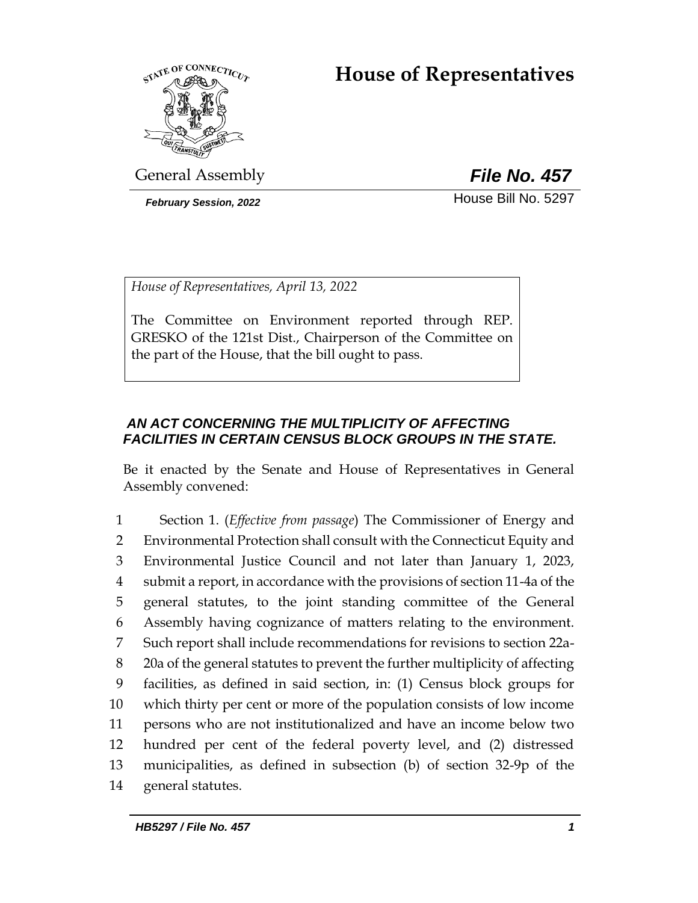# House of Representatives

General Assembly

***File No. 457***

*February Session, 2022*

House Bill No. 5297

*House of Representatives, April 13, 2022*

The Committee on Environment reported through REP. GRESKO of the 121st Dist., Chairperson of the Committee on the part of the House, that the bill ought to pass.

***AN ACT CONCERNING THE MULTIPLICITY OF AFFECTING FACILITIES IN CERTAIN CENSUS BLOCK GROUPS IN THE STATE.***

Be it enacted by the Senate and House of Representatives in General Assembly convened:

1 Section 1. (*Effective from passage*) The Commissioner of Energy and
2 Environmental Protection shall consult with the Connecticut Equity and
3 Environmental Justice Council and not later than January 1, 2023,
4 submit a report, in accordance with the provisions of section 11-4a of the
5 general statutes, to the joint standing committee of the General
6 Assembly having cognizance of matters relating to the environment.
7 Such report shall include recommendations for revisions to section 22a-
8 20a of the general statutes to prevent the further multiplicity of affecting
9 facilities, as defined in said section, in: (1) Census block groups for
10 which thirty per cent or more of the population consists of low income
11 persons who are not institutionalized and have an income below two
12 hundred per cent of the federal poverty level, and (2) distressed
13 municipalities, as defined in subsection (b) of section 32-9p of the
14 general statutes.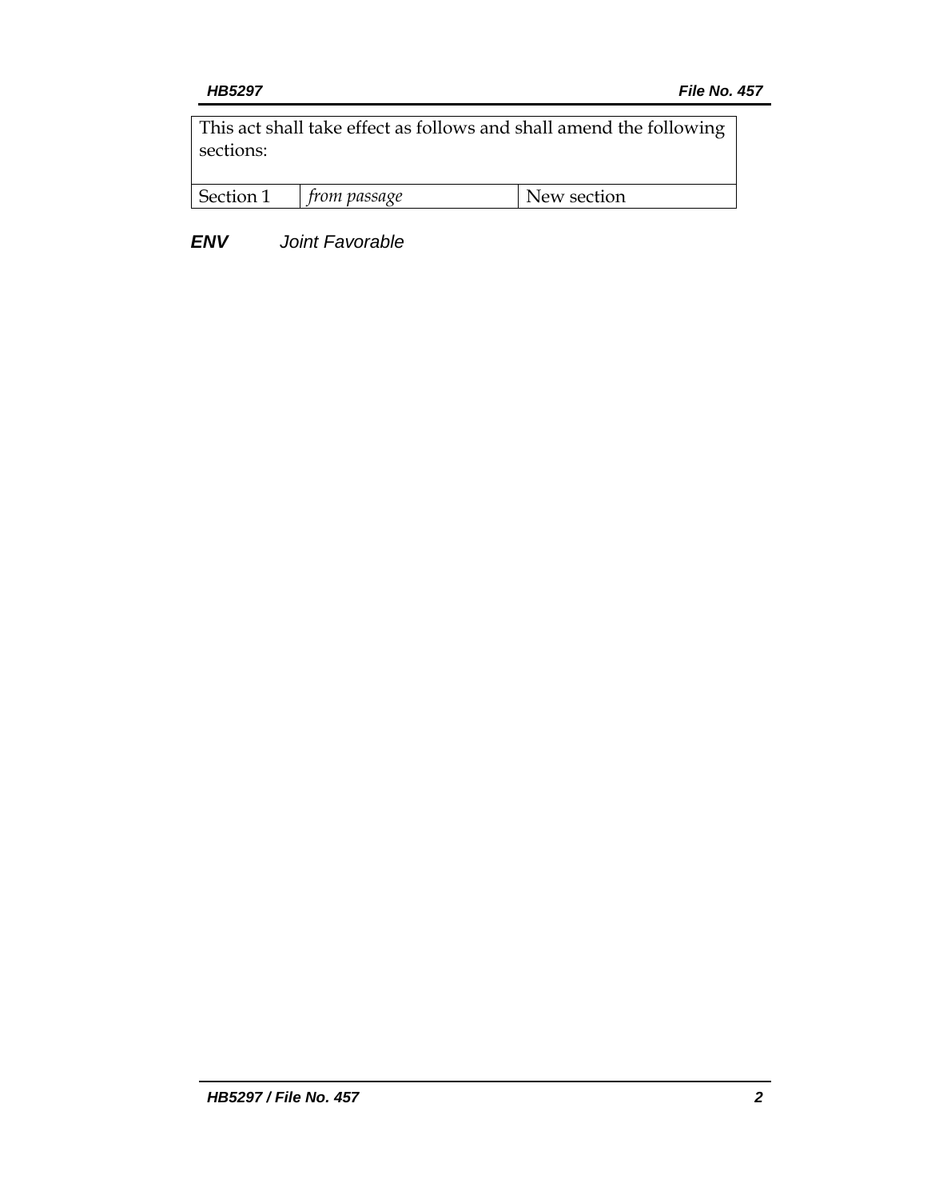| This act shall take effect as follows and shall amend the following sections: | | |
|---|---|---|
| Section 1 | *from passage* | New section |

***ENV*** *Joint Favorable*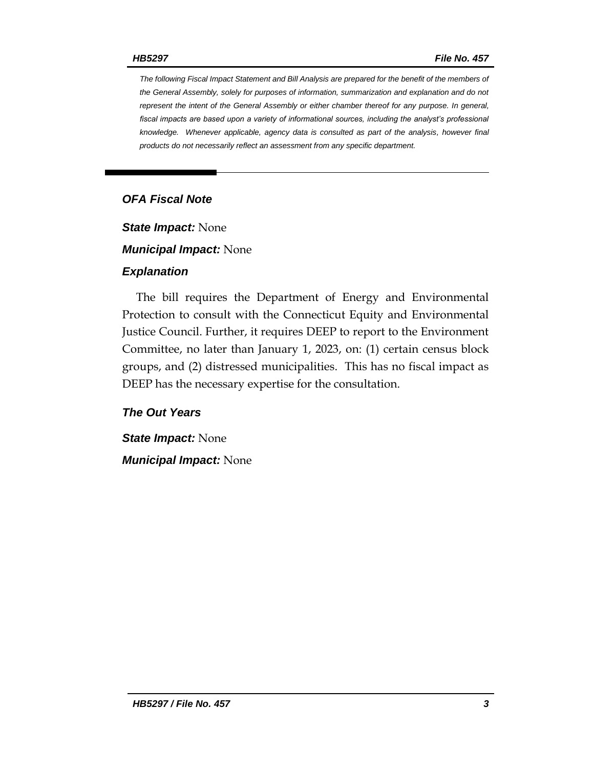*The following Fiscal Impact Statement and Bill Analysis are prepared for the benefit of the members of the General Assembly, solely for purposes of information, summarization and explanation and do not represent the intent of the General Assembly or either chamber thereof for any purpose. In general, fiscal impacts are based upon a variety of informational sources, including the analyst's professional knowledge. Whenever applicable, agency data is consulted as part of the analysis, however final products do not necessarily reflect an assessment from any specific department.*

## *OFA Fiscal Note*

***State Impact:*** None

***Municipal Impact:*** None

### *Explanation*

The bill requires the Department of Energy and Environmental Protection to consult with the Connecticut Equity and Environmental Justice Council. Further, it requires DEEP to report to the Environment Committee, no later than January 1, 2023, on: (1) certain census block groups, and (2) distressed municipalities. This has no fiscal impact as DEEP has the necessary expertise for the consultation.

### *The Out Years*

***State Impact:*** None

***Municipal Impact:*** None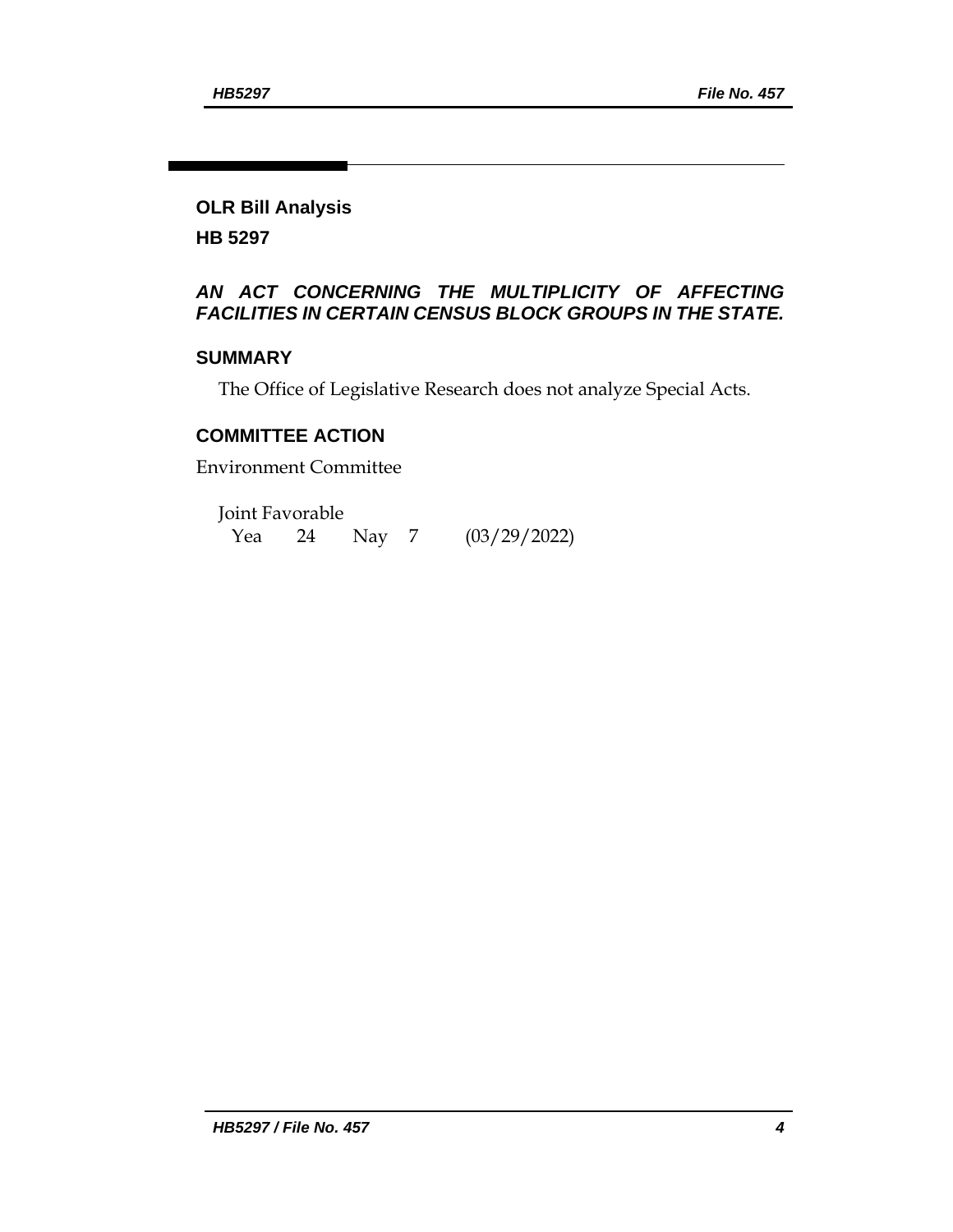## OLR Bill Analysis

## HB 5297

### *AN ACT CONCERNING THE MULTIPLICITY OF AFFECTING FACILITIES IN CERTAIN CENSUS BLOCK GROUPS IN THE STATE.*

### SUMMARY

The Office of Legislative Research does not analyze Special Acts.

### COMMITTEE ACTION

Environment Committee

| | | | | |
|---|---|---|---|---|
| Joint Favorable | | | | |
| Yea | 24 | Nay | 7 | (03/29/2022) |